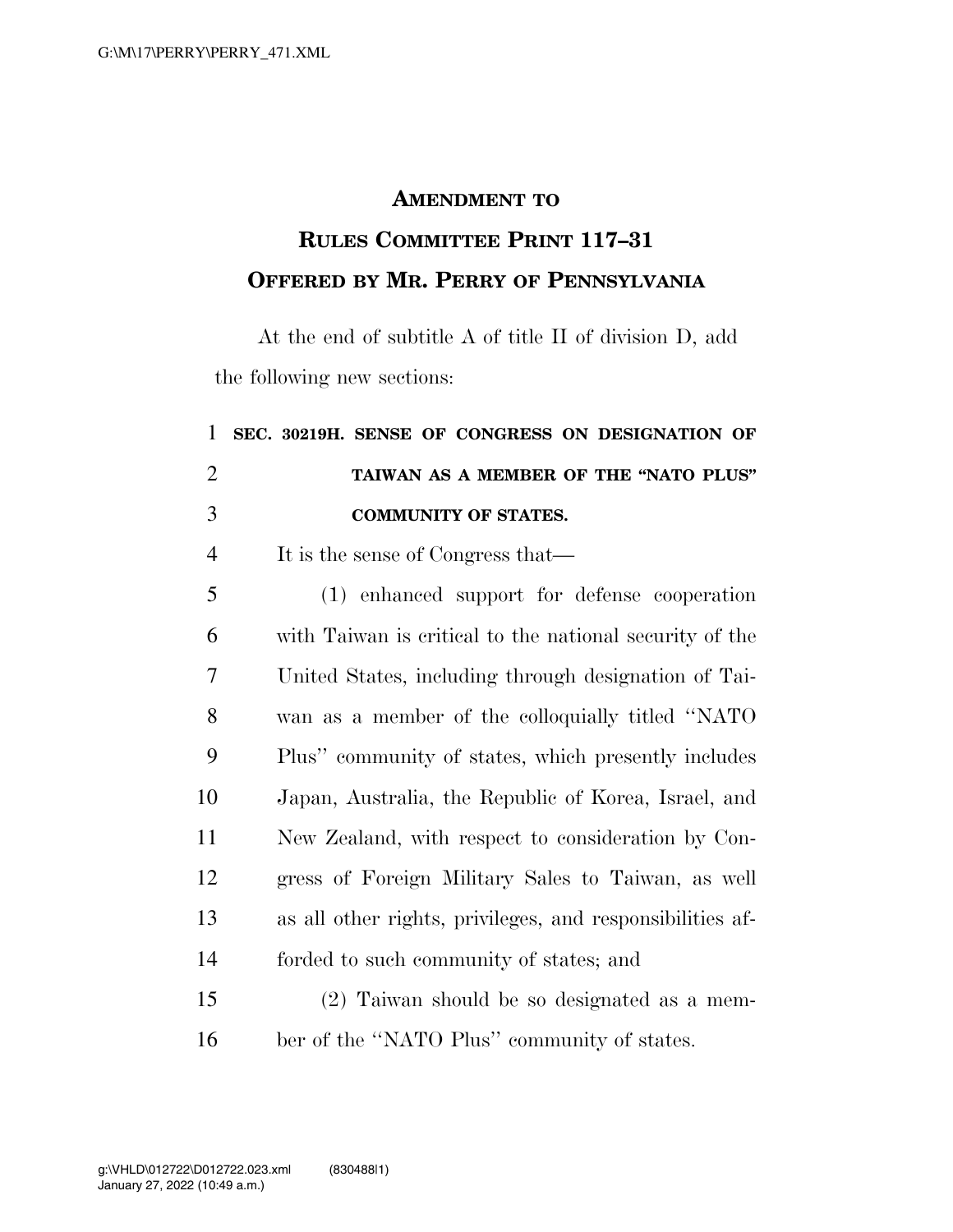# Amendment to Rules Committee Print 117–31 Offered by Mr. Perry of Pennsylvania

At the end of subtitle A of title II of division D, add the following new sections:

**SEC. 30219H. SENSE OF CONGRESS ON DESIGNATION OF TAIWAN AS A MEMBER OF THE "NATO PLUS" COMMUNITY OF STATES.**

It is the sense of Congress that—

(1) enhanced support for defense cooperation with Taiwan is critical to the national security of the United States, including through designation of Taiwan as a member of the colloquially titled "NATO Plus" community of states, which presently includes Japan, Australia, the Republic of Korea, Israel, and New Zealand, with respect to consideration by Congress of Foreign Military Sales to Taiwan, as well as all other rights, privileges, and responsibilities afforded to such community of states; and

(2) Taiwan should be so designated as a member of the "NATO Plus" community of states.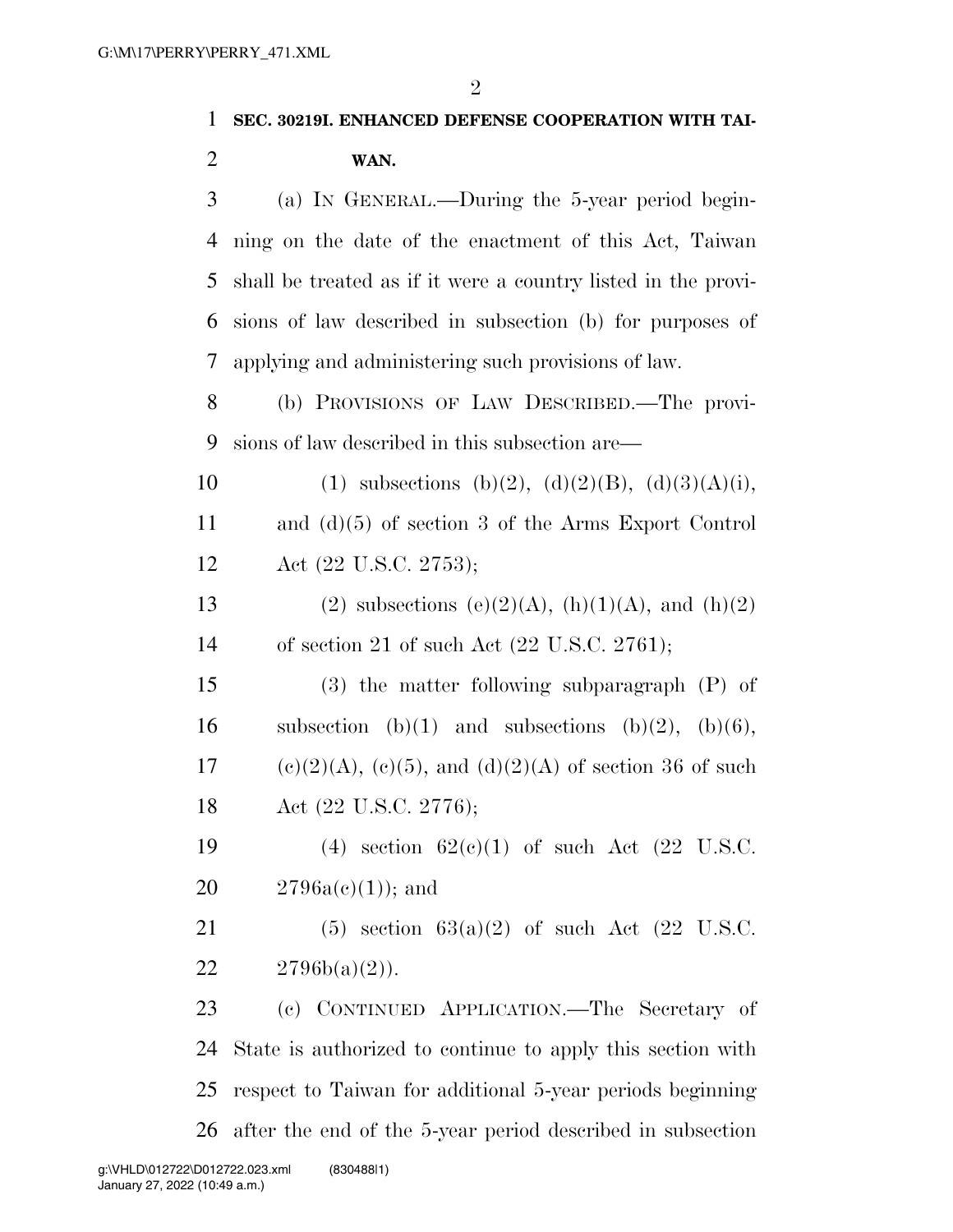**SEC. 30219I. ENHANCED DEFENSE COOPERATION WITH TAIWAN.**

(a) IN GENERAL.—During the 5-year period beginning on the date of the enactment of this Act, Taiwan shall be treated as if it were a country listed in the provisions of law described in subsection (b) for purposes of applying and administering such provisions of law.

(b) PROVISIONS OF LAW DESCRIBED.—The provisions of law described in this subsection are—

(1) subsections (b)(2), (d)(2)(B), (d)(3)(A)(i), and (d)(5) of section 3 of the Arms Export Control Act (22 U.S.C. 2753);

(2) subsections (e)(2)(A), (h)(1)(A), and (h)(2) of section 21 of such Act (22 U.S.C. 2761);

(3) the matter following subparagraph (P) of subsection (b)(1) and subsections (b)(2), (b)(6), (c)(2)(A), (c)(5), and (d)(2)(A) of section 36 of such Act (22 U.S.C. 2776);

(4) section 62(c)(1) of such Act (22 U.S.C. 2796a(c)(1)); and

(5) section 63(a)(2) of such Act (22 U.S.C. 2796b(a)(2)).

(c) CONTINUED APPLICATION.—The Secretary of State is authorized to continue to apply this section with respect to Taiwan for additional 5-year periods beginning after the end of the 5-year period described in subsection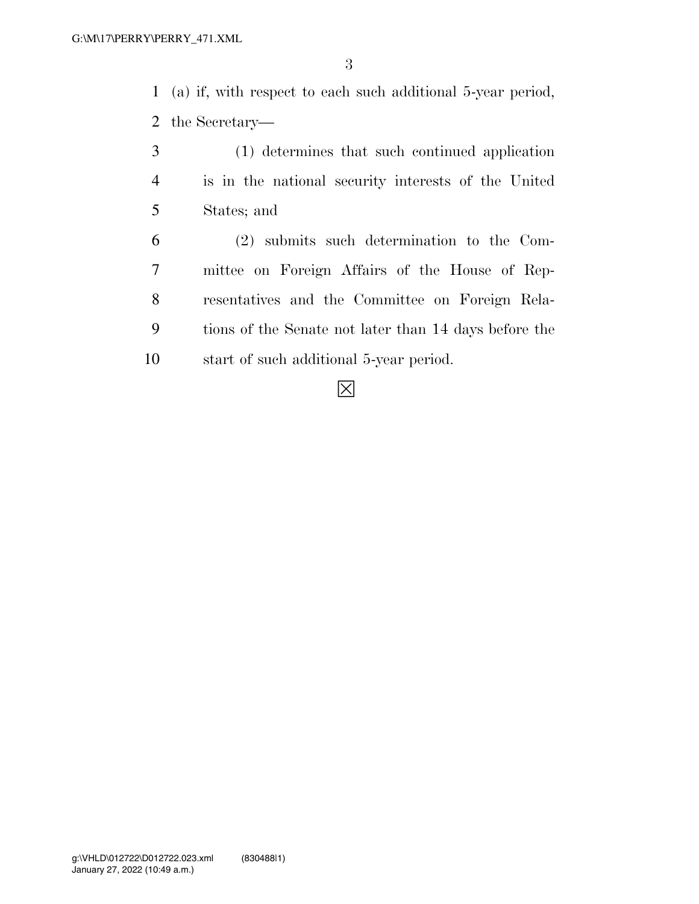(a) if, with respect to each such additional 5-year period, the Secretary—

(1) determines that such continued application is in the national security interests of the United States; and

(2) submits such determination to the Committee on Foreign Affairs of the House of Representatives and the Committee on Foreign Relations of the Senate not later than 14 days before the start of such additional 5-year period.